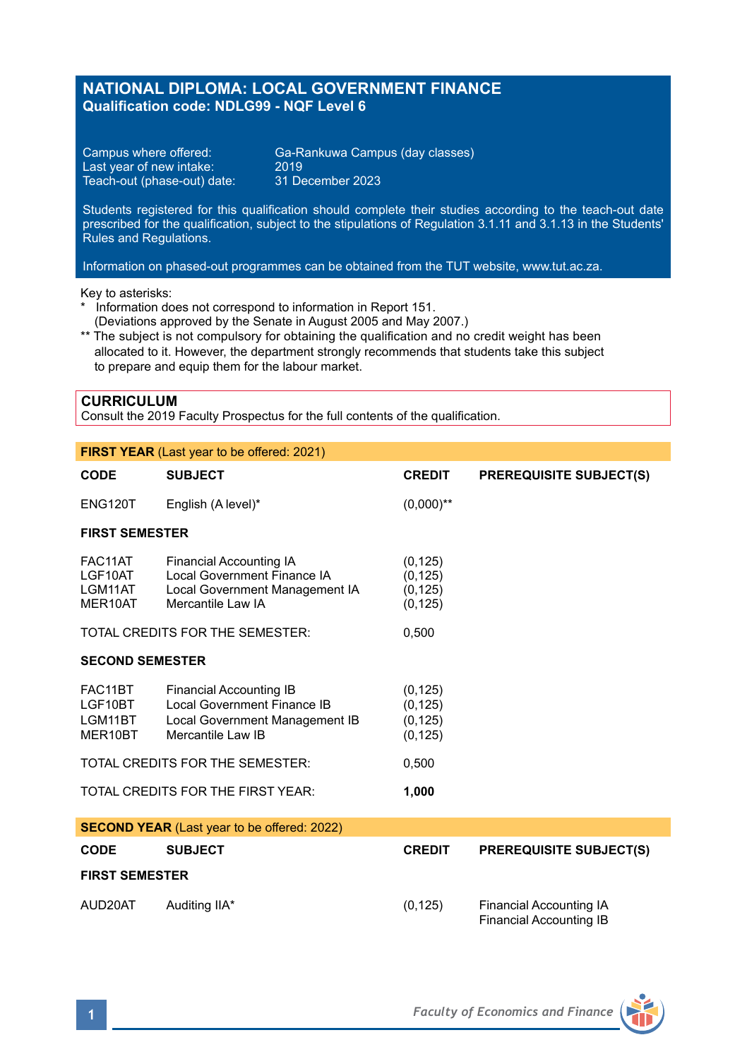# NATIONAL DIPLOMA: LOCAL GOVERNMENT FINANCE
**Qualification code: NDLG99 - NQF Level 6**

Campus where offered: Ga-Rankuwa Campus (day classes)
Last year of new intake: 2019
Teach-out (phase-out) date: 31 December 2023

Students registered for this qualification should complete their studies according to the teach-out date prescribed for the qualification, subject to the stipulations of Regulation 3.1.11 and 3.1.13 in the Students' Rules and Regulations.

Information on phased-out programmes can be obtained from the TUT website, www.tut.ac.za.

Key to asterisks:
\* Information does not correspond to information in Report 151.
(Deviations approved by the Senate in August 2005 and May 2007.)
\*\* The subject is not compulsory for obtaining the qualification and no credit weight has been allocated to it. However, the department strongly recommends that students take this subject to prepare and equip them for the labour market.

## CURRICULUM
Consult the 2019 Faculty Prospectus for the full contents of the qualification.

### FIRST YEAR (Last year to be offered: 2021)

| CODE | SUBJECT | CREDIT | PREREQUISITE SUBJECT(S) |
|---|---|---|---|
| ENG120T | English (A level)* | (0,000)** | |
| **FIRST SEMESTER** | | | |
| FAC11AT | Financial Accounting IA | (0,125) | |
| LGF10AT | Local Government Finance IA | (0,125) | |
| LGM11AT | Local Government Management IA | (0,125) | |
| MER10AT | Mercantile Law IA | (0,125) | |
| TOTAL CREDITS FOR THE SEMESTER: | | 0,500 | |
| **SECOND SEMESTER** | | | |
| FAC11BT | Financial Accounting IB | (0,125) | |
| LGF10BT | Local Government Finance IB | (0,125) | |
| LGM11BT | Local Government Management IB | (0,125) | |
| MER10BT | Mercantile Law IB | (0,125) | |
| TOTAL CREDITS FOR THE SEMESTER: | | 0,500 | |
| TOTAL CREDITS FOR THE FIRST YEAR: | | **1,000** | |

### SECOND YEAR (Last year to be offered: 2022)

| CODE | SUBJECT | CREDIT | PREREQUISITE SUBJECT(S) |
|---|---|---|---|
| **FIRST SEMESTER** | | | |
| AUD20AT | Auditing IIA* | (0,125) | Financial Accounting IA<br>Financial Accounting IB |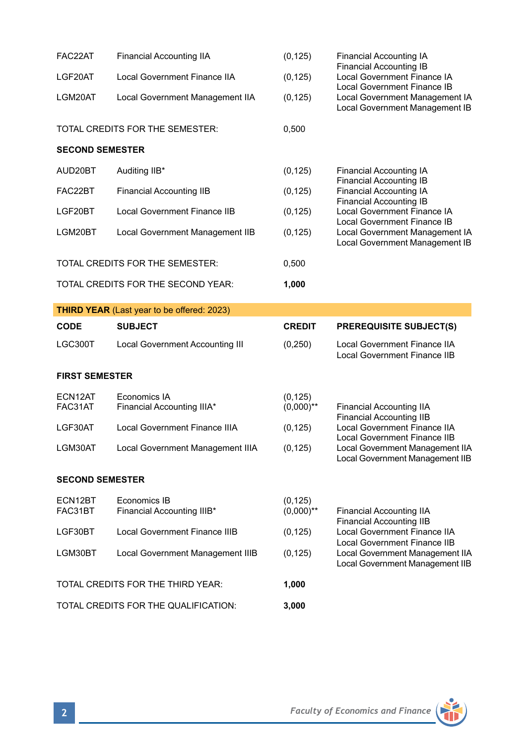| | | | |
|---|---|---|---|
| FAC22AT | Financial Accounting IIA | (0,125) | Financial Accounting IA<br>Financial Accounting IB |
| LGF20AT | Local Government Finance IIA | (0,125) | Local Government Finance IA<br>Local Government Finance IB |
| LGM20AT | Local Government Management IIA | (0,125) | Local Government Management IA<br>Local Government Management IB |
| TOTAL CREDITS FOR THE SEMESTER: | | 0,500 | |

**SECOND SEMESTER**

| | | | |
|---|---|---|---|
| AUD20BT | Auditing IIB* | (0,125) | Financial Accounting IA<br>Financial Accounting IB |
| FAC22BT | Financial Accounting IIB | (0,125) | Financial Accounting IA<br>Financial Accounting IB |
| LGF20BT | Local Government Finance IIB | (0,125) | Local Government Finance IA<br>Local Government Finance IB |
| LGM20BT | Local Government Management IIB | (0,125) | Local Government Management IA<br>Local Government Management IB |
| TOTAL CREDITS FOR THE SEMESTER: | | 0,500 | |
| TOTAL CREDITS FOR THE SECOND YEAR: | | **1,000** | |

**THIRD YEAR** (Last year to be offered: 2023)

| CODE | SUBJECT | CREDIT | PREREQUISITE SUBJECT(S) |
|---|---|---|---|
| LGC300T | Local Government Accounting III | (0,250) | Local Government Finance IIA<br>Local Government Finance IIB |

**FIRST SEMESTER**

| | | | |
|---|---|---|---|
| ECN12AT | Economics IA | (0,125) | |
| FAC31AT | Financial Accounting IIIA* | (0,000)** | Financial Accounting IIA<br>Financial Accounting IIB |
| LGF30AT | Local Government Finance IIIA | (0,125) | Local Government Finance IIA<br>Local Government Finance IIB |
| LGM30AT | Local Government Management IIIA | (0,125) | Local Government Management IIA<br>Local Government Management IIB |

**SECOND SEMESTER**

| | | | |
|---|---|---|---|
| ECN12BT | Economics IB | (0,125) | |
| FAC31BT | Financial Accounting IIIB* | (0,000)** | Financial Accounting IIA<br>Financial Accounting IIB |
| LGF30BT | Local Government Finance IIIB | (0,125) | Local Government Finance IIA<br>Local Government Finance IIB |
| LGM30BT | Local Government Management IIIB | (0,125) | Local Government Management IIA<br>Local Government Management IIB |
| TOTAL CREDITS FOR THE THIRD YEAR: | | **1,000** | |
| TOTAL CREDITS FOR THE QUALIFICATION: | | **3,000** | |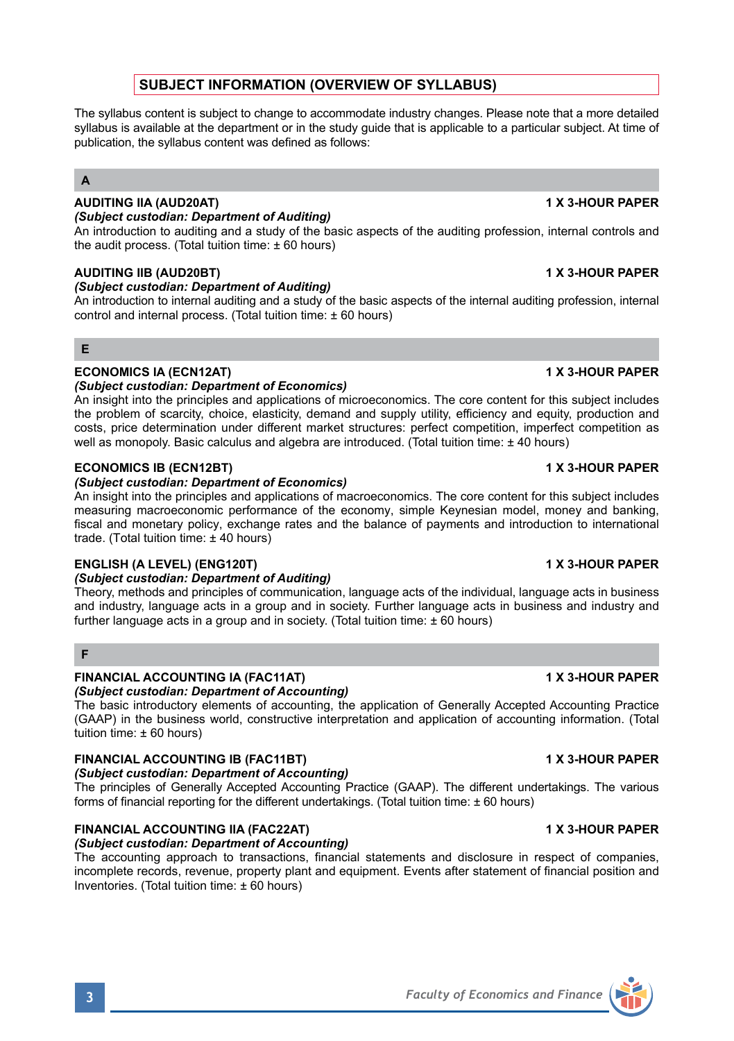## SUBJECT INFORMATION (OVERVIEW OF SYLLABUS)

The syllabus content is subject to change to accommodate industry changes. Please note that a more detailed syllabus is available at the department or in the study guide that is applicable to a particular subject. At time of publication, the syllabus content was defined as follows:

### A

**AUDITING IIA (AUD20AT)** **1 X 3-HOUR PAPER**
*(Subject custodian: Department of Auditing)*
An introduction to auditing and a study of the basic aspects of the auditing profession, internal controls and the audit process. (Total tuition time: ± 60 hours)

**AUDITING IIB (AUD20BT)** **1 X 3-HOUR PAPER**
*(Subject custodian: Department of Auditing)*
An introduction to internal auditing and a study of the basic aspects of the internal auditing profession, internal control and internal process. (Total tuition time: ± 60 hours)

### E

**ECONOMICS IA (ECN12AT)** **1 X 3-HOUR PAPER**
*(Subject custodian: Department of Economics)*
An insight into the principles and applications of microeconomics. The core content for this subject includes the problem of scarcity, choice, elasticity, demand and supply utility, efficiency and equity, production and costs, price determination under different market structures: perfect competition, imperfect competition as well as monopoly. Basic calculus and algebra are introduced. (Total tuition time: ± 40 hours)

**ECONOMICS IB (ECN12BT)** **1 X 3-HOUR PAPER**
*(Subject custodian: Department of Economics)*
An insight into the principles and applications of macroeconomics. The core content for this subject includes measuring macroeconomic performance of the economy, simple Keynesian model, money and banking, fiscal and monetary policy, exchange rates and the balance of payments and introduction to international trade. (Total tuition time: ± 40 hours)

**ENGLISH (A LEVEL) (ENG120T)** **1 X 3-HOUR PAPER**
*(Subject custodian: Department of Auditing)*
Theory, methods and principles of communication, language acts of the individual, language acts in business and industry, language acts in a group and in society. Further language acts in business and industry and further language acts in a group and in society. (Total tuition time: ± 60 hours)

### F

**FINANCIAL ACCOUNTING IA (FAC11AT)** **1 X 3-HOUR PAPER**
*(Subject custodian: Department of Accounting)*
The basic introductory elements of accounting, the application of Generally Accepted Accounting Practice (GAAP) in the business world, constructive interpretation and application of accounting information. (Total tuition time: ± 60 hours)

**FINANCIAL ACCOUNTING IB (FAC11BT)** **1 X 3-HOUR PAPER**
*(Subject custodian: Department of Accounting)*
The principles of Generally Accepted Accounting Practice (GAAP). The different undertakings. The various forms of financial reporting for the different undertakings. (Total tuition time: ± 60 hours)

**FINANCIAL ACCOUNTING IIA (FAC22AT)** **1 X 3-HOUR PAPER**
*(Subject custodian: Department of Accounting)*
The accounting approach to transactions, financial statements and disclosure in respect of companies, incomplete records, revenue, property plant and equipment. Events after statement of financial position and Inventories. (Total tuition time: ± 60 hours)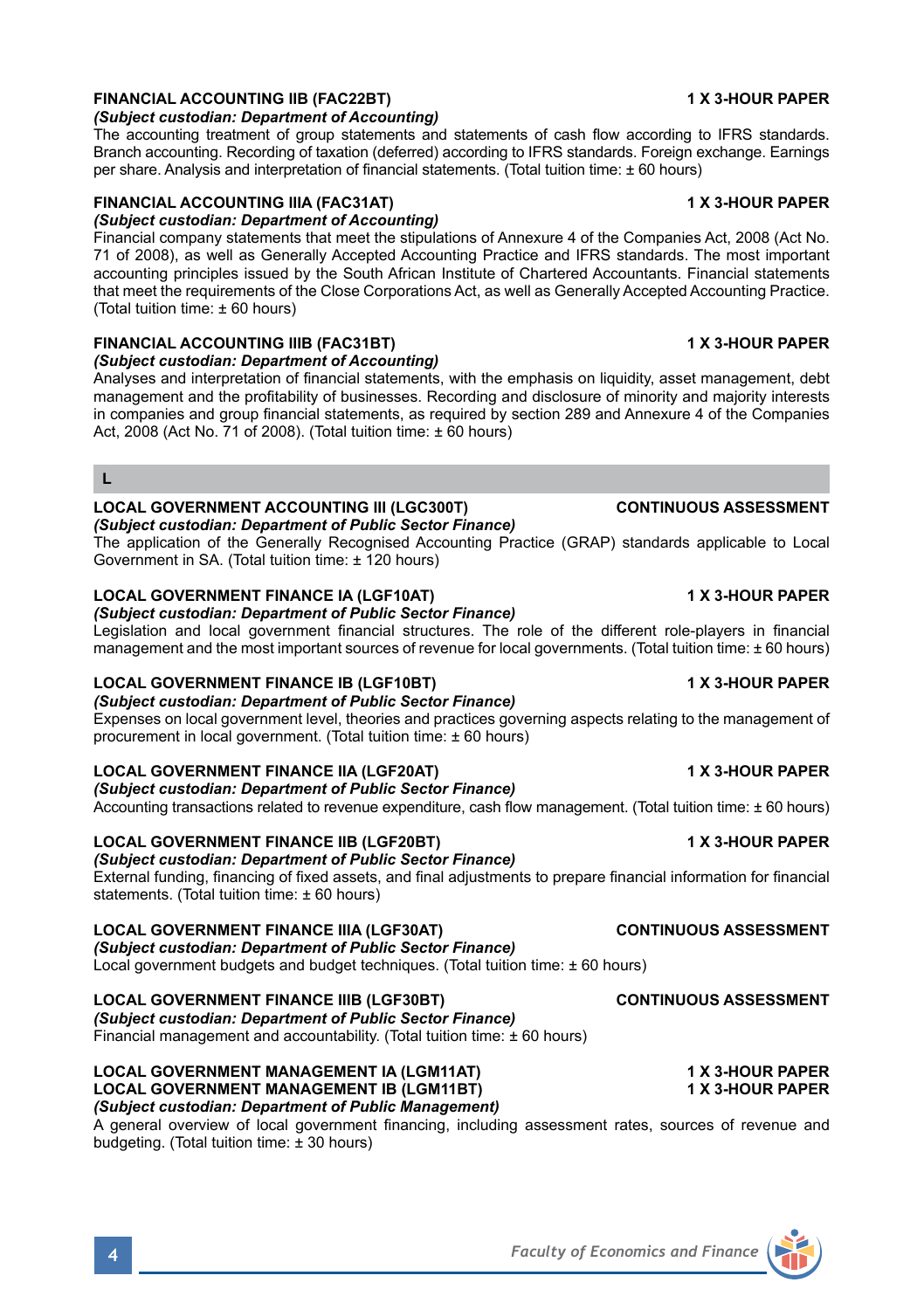**FINANCIAL ACCOUNTING IIB (FAC22BT)** **1 X 3-HOUR PAPER**
***(Subject custodian: Department of Accounting)***
The accounting treatment of group statements and statements of cash flow according to IFRS standards. Branch accounting. Recording of taxation (deferred) according to IFRS standards. Foreign exchange. Earnings per share. Analysis and interpretation of financial statements. (Total tuition time: ± 60 hours)

**FINANCIAL ACCOUNTING IIIA (FAC31AT)** **1 X 3-HOUR PAPER**
***(Subject custodian: Department of Accounting)***
Financial company statements that meet the stipulations of Annexure 4 of the Companies Act, 2008 (Act No. 71 of 2008), as well as Generally Accepted Accounting Practice and IFRS standards. The most important accounting principles issued by the South African Institute of Chartered Accountants. Financial statements that meet the requirements of the Close Corporations Act, as well as Generally Accepted Accounting Practice. (Total tuition time: ± 60 hours)

**FINANCIAL ACCOUNTING IIIB (FAC31BT)** **1 X 3-HOUR PAPER**
***(Subject custodian: Department of Accounting)***
Analyses and interpretation of financial statements, with the emphasis on liquidity, asset management, debt management and the profitability of businesses. Recording and disclosure of minority and majority interests in companies and group financial statements, as required by section 289 and Annexure 4 of the Companies Act, 2008 (Act No. 71 of 2008). (Total tuition time: ± 60 hours)

## L

**LOCAL GOVERNMENT ACCOUNTING III (LGC300T)** **CONTINUOUS ASSESSMENT**
***(Subject custodian: Department of Public Sector Finance)***
The application of the Generally Recognised Accounting Practice (GRAP) standards applicable to Local Government in SA. (Total tuition time: ± 120 hours)

**LOCAL GOVERNMENT FINANCE IA (LGF10AT)** **1 X 3-HOUR PAPER**
***(Subject custodian: Department of Public Sector Finance)***
Legislation and local government financial structures. The role of the different role-players in financial management and the most important sources of revenue for local governments. (Total tuition time: ± 60 hours)

**LOCAL GOVERNMENT FINANCE IB (LGF10BT)** **1 X 3-HOUR PAPER**
***(Subject custodian: Department of Public Sector Finance)***
Expenses on local government level, theories and practices governing aspects relating to the management of procurement in local government. (Total tuition time: ± 60 hours)

**LOCAL GOVERNMENT FINANCE IIA (LGF20AT)** **1 X 3-HOUR PAPER**
***(Subject custodian: Department of Public Sector Finance)***
Accounting transactions related to revenue expenditure, cash flow management. (Total tuition time: ± 60 hours)

**LOCAL GOVERNMENT FINANCE IIB (LGF20BT)** **1 X 3-HOUR PAPER**
***(Subject custodian: Department of Public Sector Finance)***
External funding, financing of fixed assets, and final adjustments to prepare financial information for financial statements. (Total tuition time: ± 60 hours)

**LOCAL GOVERNMENT FINANCE IIIA (LGF30AT)** **CONTINUOUS ASSESSMENT**
***(Subject custodian: Department of Public Sector Finance)***
Local government budgets and budget techniques. (Total tuition time: ± 60 hours)

**LOCAL GOVERNMENT FINANCE IIIB (LGF30BT)** **CONTINUOUS ASSESSMENT**
***(Subject custodian: Department of Public Sector Finance)***
Financial management and accountability. (Total tuition time: ± 60 hours)

**LOCAL GOVERNMENT MANAGEMENT IA (LGM11AT)** **1 X 3-HOUR PAPER**
**LOCAL GOVERNMENT MANAGEMENT IB (LGM11BT)** **1 X 3-HOUR PAPER**
***(Subject custodian: Department of Public Management)***
A general overview of local government financing, including assessment rates, sources of revenue and budgeting. (Total tuition time: ± 30 hours)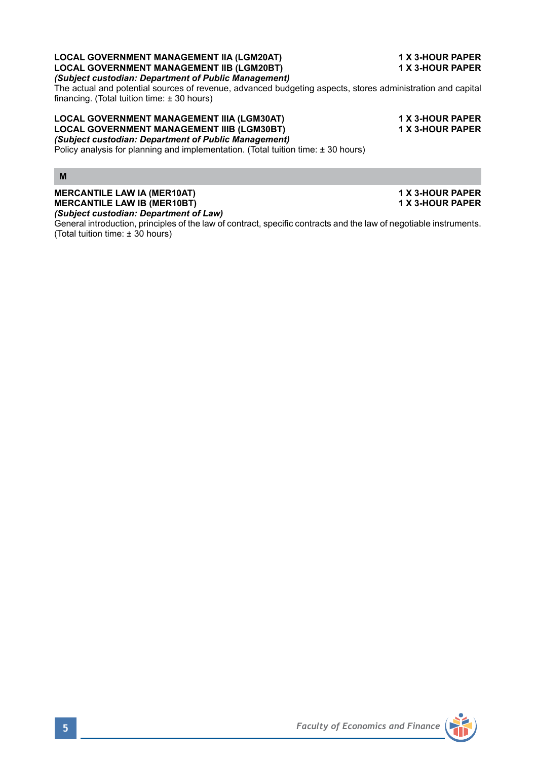**LOCAL GOVERNMENT MANAGEMENT IIA (LGM20AT)** **1 X 3-HOUR PAPER**
**LOCAL GOVERNMENT MANAGEMENT IIB (LGM20BT)** **1 X 3-HOUR PAPER**
***(Subject custodian: Department of Public Management)***
The actual and potential sources of revenue, advanced budgeting aspects, stores administration and capital financing. (Total tuition time: ± 30 hours)

**LOCAL GOVERNMENT MANAGEMENT IIIA (LGM30AT)** **1 X 3-HOUR PAPER**
**LOCAL GOVERNMENT MANAGEMENT IIIB (LGM30BT)** **1 X 3-HOUR PAPER**
***(Subject custodian: Department of Public Management)***
Policy analysis for planning and implementation. (Total tuition time: ± 30 hours)

## M

**MERCANTILE LAW IA (MER10AT)** **1 X 3-HOUR PAPER**
**MERCANTILE LAW IB (MER10BT)** **1 X 3-HOUR PAPER**
***(Subject custodian: Department of Law)***
General introduction, principles of the law of contract, specific contracts and the law of negotiable instruments. (Total tuition time: ± 30 hours)